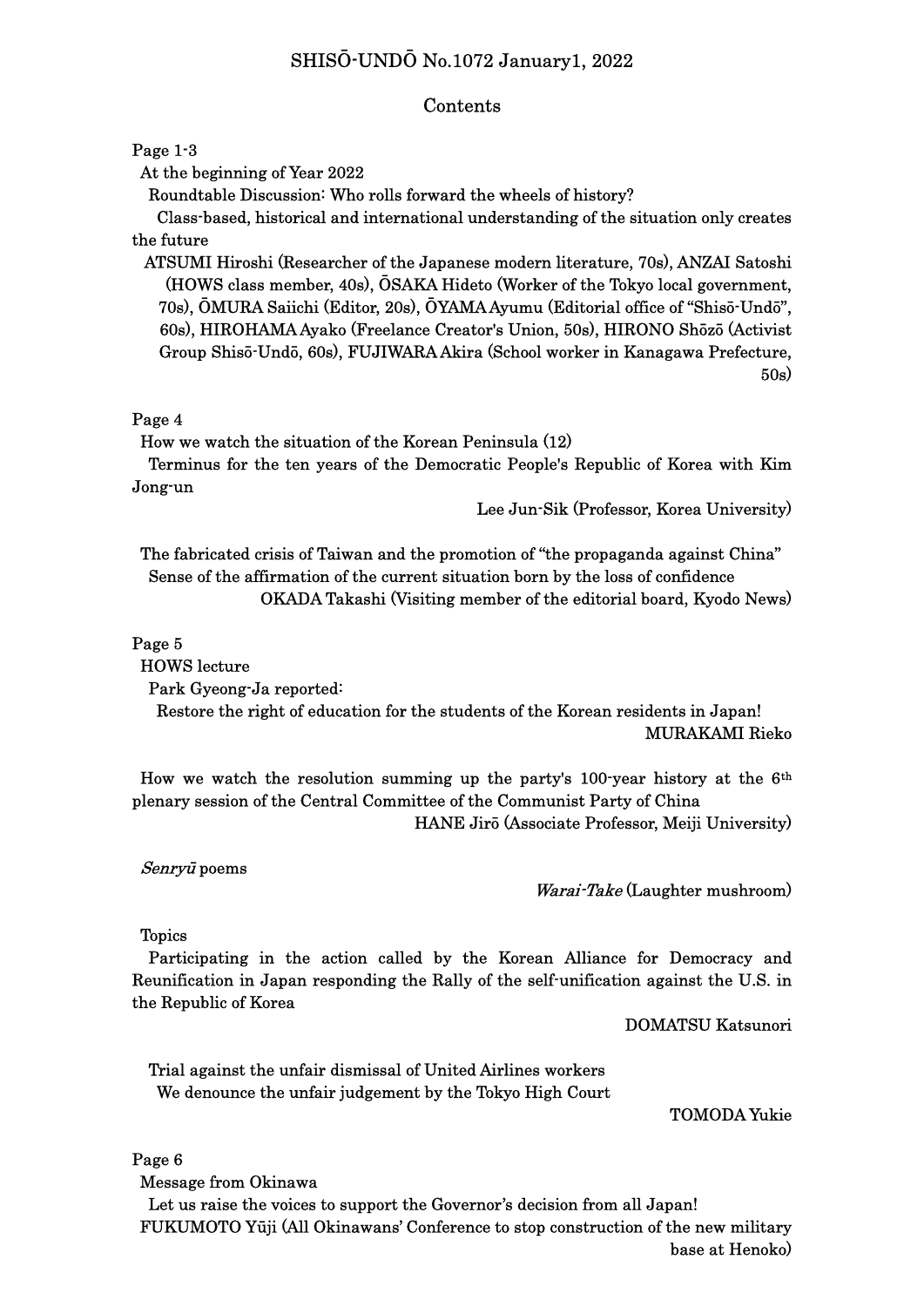# SHISŌ-UNDŌ No.1072 January1, 2022

## Contents

Page 1-3

At the beginning of Year 2022

Roundtable Discussion: Who rolls forward the wheels of history?

Class-based, historical and international understanding of the situation only creates the future

ATSUMI Hiroshi (Researcher of the Japanese modern literature, 70s), ANZAI Satoshi (HOWS class member, 40s), ŌSAKA Hideto (Worker of the Tokyo local government, 70s), ŌMURA Saiichi (Editor, 20s), ŌYAMA Ayumu (Editorial office of "Shisō-Undō", 60s), HIROHAMA Ayako (Freelance Creator's Union, 50s), HIRONO Shōzō (Activist Group Shisō-Undō, 60s), FUJIWARA Akira (School worker in Kanagawa Prefecture, 50s)

Page 4

How we watch the situation of the Korean Peninsula (12)

Terminus for the ten years of the Democratic People's Republic of Korea with Kim Jong-un

Lee Jun-Sik (Professor, Korea University)

The fabricated crisis of Taiwan and the promotion of "the propaganda against China"

Sense of the affirmation of the current situation born by the loss of confidence

OKADA Takashi (Visiting member of the editorial board, Kyodo News)

Page 5

HOWS lecture

Park Gyeong-Ja reported:

Restore the right of education for the students of the Korean residents in Japan!

MURAKAMI Rieko

How we watch the resolution summing up the party's 100-year history at the 6th plenary session of the Central Committee of the Communist Party of China

HANE Jirō (Associate Professor, Meiji University)

*Senryū* poems

*Warai-Take* (Laughter mushroom)

Topics

Participating in the action called by the Korean Alliance for Democracy and Reunification in Japan responding the Rally of the self-unification against the U.S. in the Republic of Korea

DOMATSU Katsunori

Trial against the unfair dismissal of United Airlines workers

We denounce the unfair judgement by the Tokyo High Court

TOMODA Yukie

Page 6

Message from Okinawa

Let us raise the voices to support the Governor's decision from all Japan!

FUKUMOTO Yūji (All Okinawans' Conference to stop construction of the new military base at Henoko)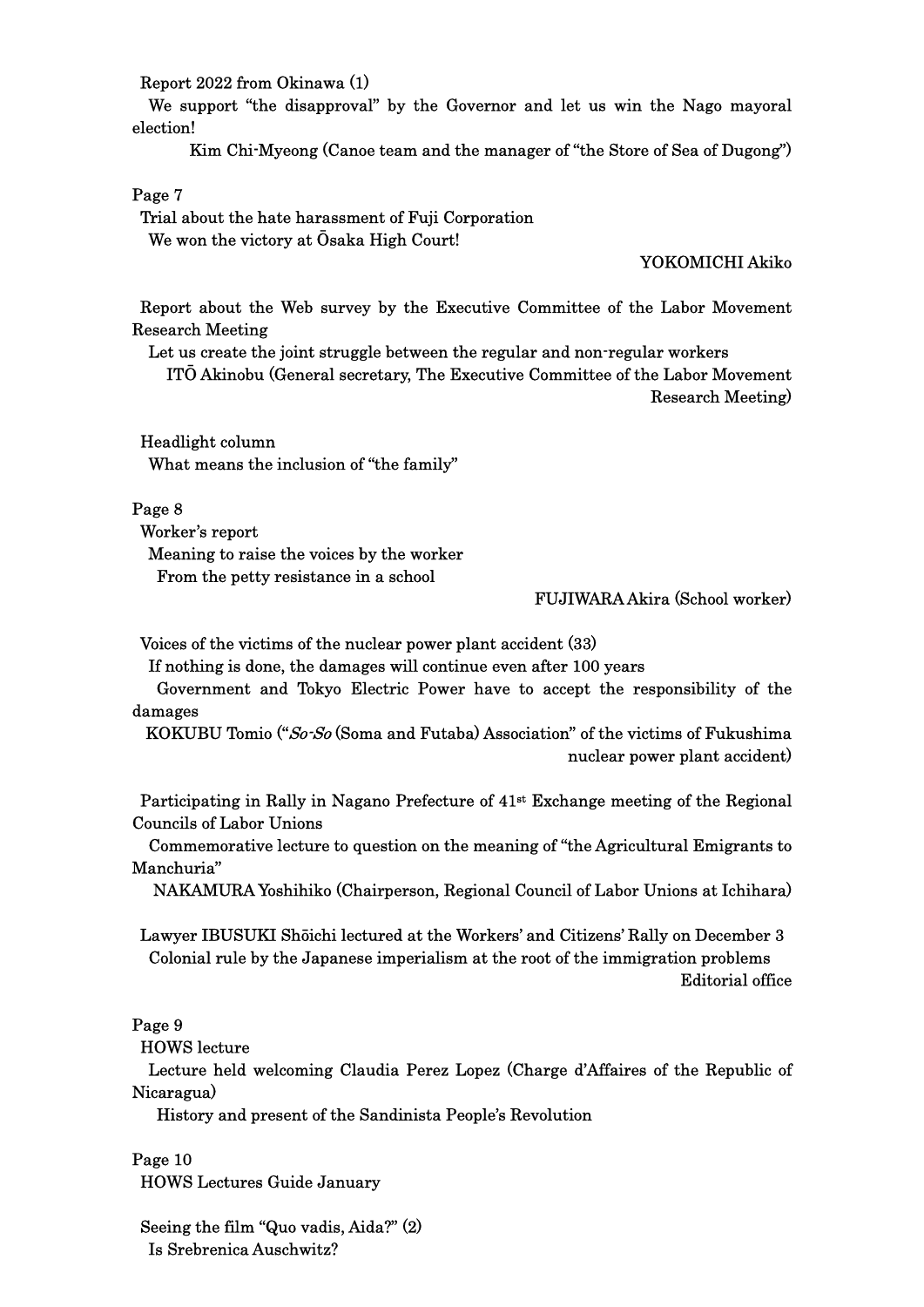Report 2022 from Okinawa (1)

We support "the disapproval" by the Governor and let us win the Nago mayoral election!

Kim Chi-Myeong (Canoe team and the manager of "the Store of Sea of Dugong")

Page 7

Trial about the hate harassment of Fuji Corporation

We won the victory at Ōsaka High Court!

YOKOMICHI Akiko

Report about the Web survey by the Executive Committee of the Labor Movement Research Meeting

Let us create the joint struggle between the regular and non-regular workers

ITŌ Akinobu (General secretary, The Executive Committee of the Labor Movement Research Meeting)

Headlight column

What means the inclusion of "the family"

Page 8

Worker's report

Meaning to raise the voices by the worker

From the petty resistance in a school

FUJIWARA Akira (School worker)

Voices of the victims of the nuclear power plant accident (33)

If nothing is done, the damages will continue even after 100 years

Government and Tokyo Electric Power have to accept the responsibility of the damages

KOKUBU Tomio ("*So-So* (Soma and Futaba) Association" of the victims of Fukushima nuclear power plant accident)

Participating in Rally in Nagano Prefecture of 41st Exchange meeting of the Regional Councils of Labor Unions

Commemorative lecture to question on the meaning of "the Agricultural Emigrants to Manchuria"

NAKAMURA Yoshihiko (Chairperson, Regional Council of Labor Unions at Ichihara)

Lawyer IBUSUKI Shōichi lectured at the Workers' and Citizens' Rally on December 3

Colonial rule by the Japanese imperialism at the root of the immigration problems

Editorial office

Page 9

HOWS lecture

Lecture held welcoming Claudia Perez Lopez (Charge d'Affaires of the Republic of Nicaragua)

History and present of the Sandinista People's Revolution

Page 10

HOWS Lectures Guide January

Seeing the film "Quo vadis, Aida?" (2)

Is Srebrenica Auschwitz?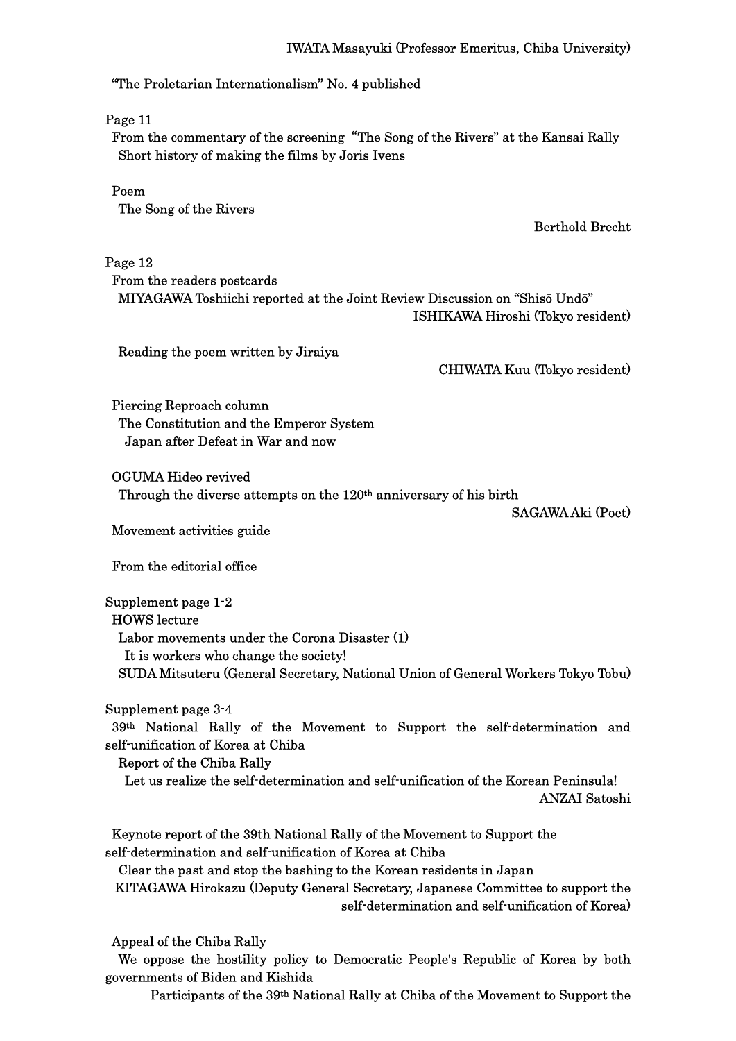IWATA Masayuki (Professor Emeritus, Chiba University)

"The Proletarian Internationalism" No. 4 published

Page 11

From the commentary of the screening "The Song of the Rivers" at the Kansai Rally

Short history of making the films by Joris Ivens

Poem

The Song of the Rivers

Berthold Brecht

Page 12

From the readers postcards

MIYAGAWA Toshiichi reported at the Joint Review Discussion on "Shisō Undō"

ISHIKAWA Hiroshi (Tokyo resident)

Reading the poem written by Jiraiya

CHIWATA Kuu (Tokyo resident)

Piercing Reproach column

The Constitution and the Emperor System

Japan after Defeat in War and now

OGUMA Hideo revived

Through the diverse attempts on the 120th anniversary of his birth

SAGAWA Aki (Poet)

Movement activities guide

From the editorial office

Supplement page 1-2

HOWS lecture

Labor movements under the Corona Disaster (1)

It is workers who change the society!

SUDA Mitsuteru (General Secretary, National Union of General Workers Tokyo Tobu)

Supplement page 3-4

39th National Rally of the Movement to Support the self-determination and self-unification of Korea at Chiba

Report of the Chiba Rally

Let us realize the self-determination and self-unification of the Korean Peninsula!

ANZAI Satoshi

Keynote report of the 39th National Rally of the Movement to Support the self-determination and self-unification of Korea at Chiba

Clear the past and stop the bashing to the Korean residents in Japan

KITAGAWA Hirokazu (Deputy General Secretary, Japanese Committee to support the self-determination and self-unification of Korea)

Appeal of the Chiba Rally

We oppose the hostility policy to Democratic People's Republic of Korea by both governments of Biden and Kishida

Participants of the 39th National Rally at Chiba of the Movement to Support the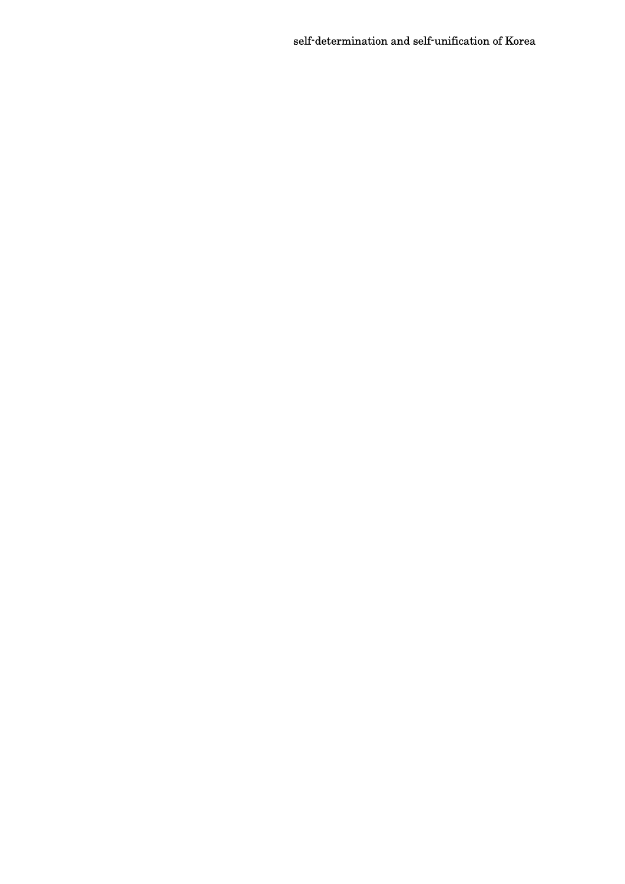self-determination and self-unification of Korea